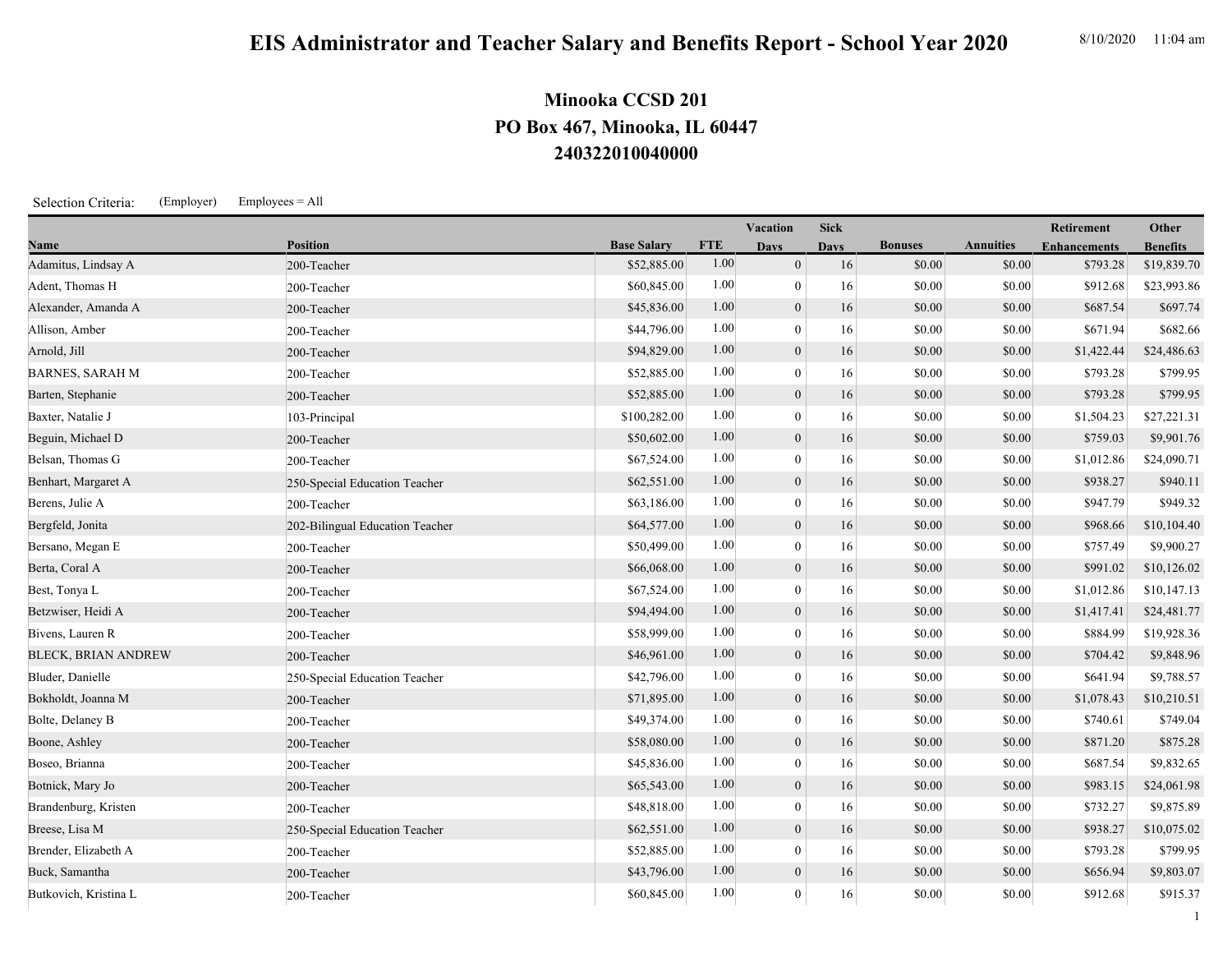# EIS Administrator and Teacher Salary and Benefits Report - School Year 2020

8/10/2020 11:04 am

## Minooka CCSD 201
## PO Box 467, Minooka, IL 60447
## 240322010040000

Selection Criteria: (Employer) Employees = All

| Name | Position | Base Salary | FTE | Vacation Days | Sick Days | Bonuses | Annuities | Retirement Enhancements | Other Benefits |
|---|---|---|---|---|---|---|---|---|---|
| Adamitus, Lindsay A | 200-Teacher | $52,885.00 | 1.00 | 0 | 16 | $0.00 | $0.00 | $793.28 | $19,839.70 |
| Adent, Thomas H | 200-Teacher | $60,845.00 | 1.00 | 0 | 16 | $0.00 | $0.00 | $912.68 | $23,993.86 |
| Alexander, Amanda A | 200-Teacher | $45,836.00 | 1.00 | 0 | 16 | $0.00 | $0.00 | $687.54 | $697.74 |
| Allison, Amber | 200-Teacher | $44,796.00 | 1.00 | 0 | 16 | $0.00 | $0.00 | $671.94 | $682.66 |
| Arnold, Jill | 200-Teacher | $94,829.00 | 1.00 | 0 | 16 | $0.00 | $0.00 | $1,422.44 | $24,486.63 |
| BARNES, SARAH M | 200-Teacher | $52,885.00 | 1.00 | 0 | 16 | $0.00 | $0.00 | $793.28 | $799.95 |
| Barten, Stephanie | 200-Teacher | $52,885.00 | 1.00 | 0 | 16 | $0.00 | $0.00 | $793.28 | $799.95 |
| Baxter, Natalie J | 103-Principal | $100,282.00 | 1.00 | 0 | 16 | $0.00 | $0.00 | $1,504.23 | $27,221.31 |
| Beguin, Michael D | 200-Teacher | $50,602.00 | 1.00 | 0 | 16 | $0.00 | $0.00 | $759.03 | $9,901.76 |
| Belsan, Thomas G | 200-Teacher | $67,524.00 | 1.00 | 0 | 16 | $0.00 | $0.00 | $1,012.86 | $24,090.71 |
| Benhart, Margaret A | 250-Special Education Teacher | $62,551.00 | 1.00 | 0 | 16 | $0.00 | $0.00 | $938.27 | $940.11 |
| Berens, Julie A | 200-Teacher | $63,186.00 | 1.00 | 0 | 16 | $0.00 | $0.00 | $947.79 | $949.32 |
| Bergfeld, Jonita | 202-Bilingual Education Teacher | $64,577.00 | 1.00 | 0 | 16 | $0.00 | $0.00 | $968.66 | $10,104.40 |
| Bersano, Megan E | 200-Teacher | $50,499.00 | 1.00 | 0 | 16 | $0.00 | $0.00 | $757.49 | $9,900.27 |
| Berta, Coral A | 200-Teacher | $66,068.00 | 1.00 | 0 | 16 | $0.00 | $0.00 | $991.02 | $10,126.02 |
| Best, Tonya L | 200-Teacher | $67,524.00 | 1.00 | 0 | 16 | $0.00 | $0.00 | $1,012.86 | $10,147.13 |
| Betzwiser, Heidi A | 200-Teacher | $94,494.00 | 1.00 | 0 | 16 | $0.00 | $0.00 | $1,417.41 | $24,481.77 |
| Bivens, Lauren R | 200-Teacher | $58,999.00 | 1.00 | 0 | 16 | $0.00 | $0.00 | $884.99 | $19,928.36 |
| BLECK, BRIAN ANDREW | 200-Teacher | $46,961.00 | 1.00 | 0 | 16 | $0.00 | $0.00 | $704.42 | $9,848.96 |
| Bluder, Danielle | 250-Special Education Teacher | $42,796.00 | 1.00 | 0 | 16 | $0.00 | $0.00 | $641.94 | $9,788.57 |
| Bokholdt, Joanna M | 200-Teacher | $71,895.00 | 1.00 | 0 | 16 | $0.00 | $0.00 | $1,078.43 | $10,210.51 |
| Bolte, Delaney B | 200-Teacher | $49,374.00 | 1.00 | 0 | 16 | $0.00 | $0.00 | $740.61 | $749.04 |
| Boone, Ashley | 200-Teacher | $58,080.00 | 1.00 | 0 | 16 | $0.00 | $0.00 | $871.20 | $875.28 |
| Boseo, Brianna | 200-Teacher | $45,836.00 | 1.00 | 0 | 16 | $0.00 | $0.00 | $687.54 | $9,832.65 |
| Botnick, Mary Jo | 200-Teacher | $65,543.00 | 1.00 | 0 | 16 | $0.00 | $0.00 | $983.15 | $24,061.98 |
| Brandenburg, Kristen | 200-Teacher | $48,818.00 | 1.00 | 0 | 16 | $0.00 | $0.00 | $732.27 | $9,875.89 |
| Breese, Lisa M | 250-Special Education Teacher | $62,551.00 | 1.00 | 0 | 16 | $0.00 | $0.00 | $938.27 | $10,075.02 |
| Brender, Elizabeth A | 200-Teacher | $52,885.00 | 1.00 | 0 | 16 | $0.00 | $0.00 | $793.28 | $799.95 |
| Buck, Samantha | 200-Teacher | $43,796.00 | 1.00 | 0 | 16 | $0.00 | $0.00 | $656.94 | $9,803.07 |
| Butkovich, Kristina L | 200-Teacher | $60,845.00 | 1.00 | 0 | 16 | $0.00 | $0.00 | $912.68 | $915.37 |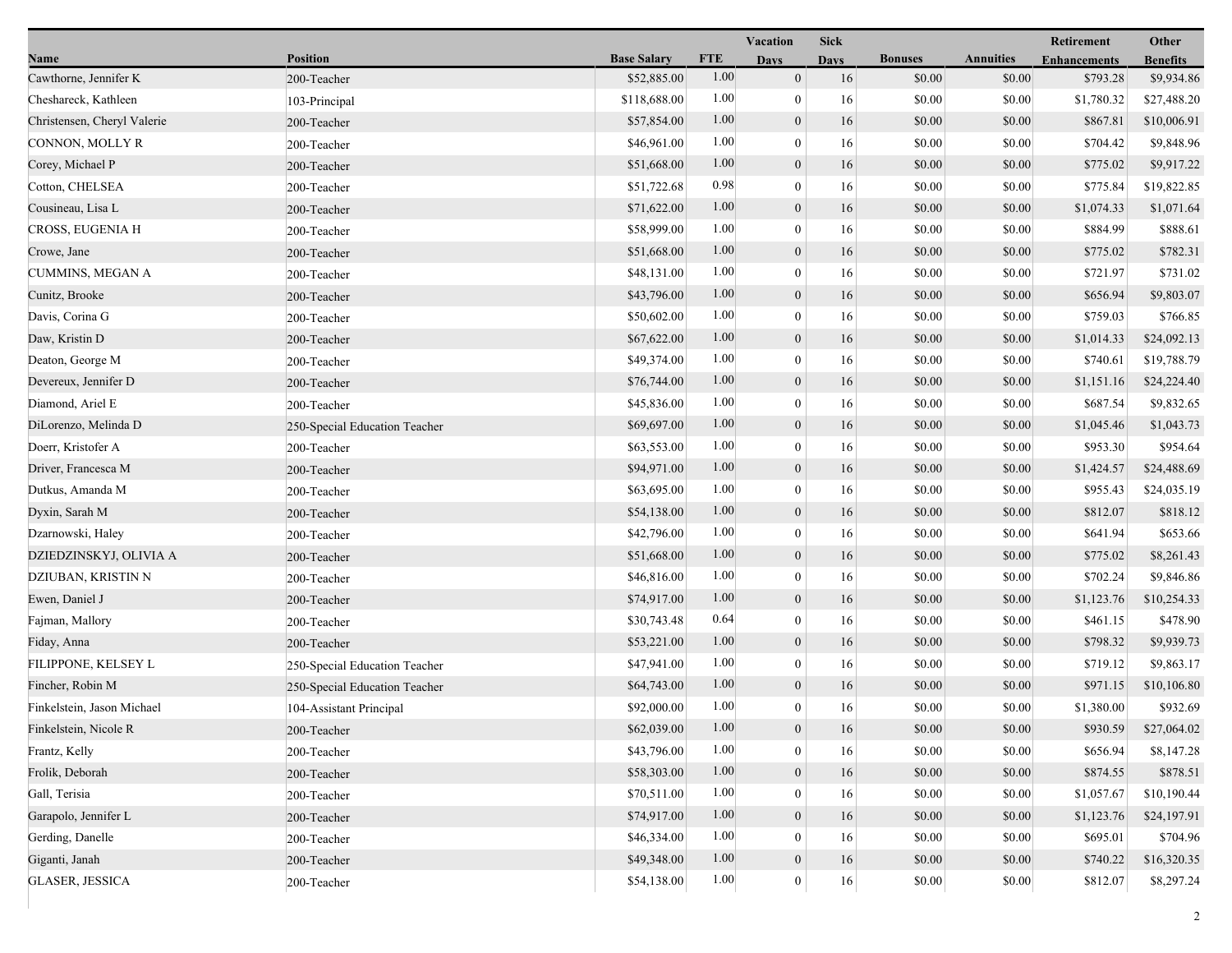| Name | Position | Base Salary | FTE | Vacation Days | Sick Days | Bonuses | Annuities | Retirement Enhancements | Other Benefits |
|---|---|---|---|---|---|---|---|---|---|
| Cawthorne, Jennifer K | 200-Teacher | $52,885.00 | 1.00 | 0 | 16 | $0.00 | $0.00 | $793.28 | $9,934.86 |
| Cheshareck, Kathleen | 103-Principal | $118,688.00 | 1.00 | 0 | 16 | $0.00 | $0.00 | $1,780.32 | $27,488.20 |
| Christensen, Cheryl Valerie | 200-Teacher | $57,854.00 | 1.00 | 0 | 16 | $0.00 | $0.00 | $867.81 | $10,006.91 |
| CONNON, MOLLY R | 200-Teacher | $46,961.00 | 1.00 | 0 | 16 | $0.00 | $0.00 | $704.42 | $9,848.96 |
| Corey, Michael P | 200-Teacher | $51,668.00 | 1.00 | 0 | 16 | $0.00 | $0.00 | $775.02 | $9,917.22 |
| Cotton, CHELSEA | 200-Teacher | $51,722.68 | 0.98 | 0 | 16 | $0.00 | $0.00 | $775.84 | $19,822.85 |
| Cousineau, Lisa L | 200-Teacher | $71,622.00 | 1.00 | 0 | 16 | $0.00 | $0.00 | $1,074.33 | $1,071.64 |
| CROSS, EUGENIA H | 200-Teacher | $58,999.00 | 1.00 | 0 | 16 | $0.00 | $0.00 | $884.99 | $888.61 |
| Crowe, Jane | 200-Teacher | $51,668.00 | 1.00 | 0 | 16 | $0.00 | $0.00 | $775.02 | $782.31 |
| CUMMINS, MEGAN A | 200-Teacher | $48,131.00 | 1.00 | 0 | 16 | $0.00 | $0.00 | $721.97 | $731.02 |
| Cunitz, Brooke | 200-Teacher | $43,796.00 | 1.00 | 0 | 16 | $0.00 | $0.00 | $656.94 | $9,803.07 |
| Davis, Corina G | 200-Teacher | $50,602.00 | 1.00 | 0 | 16 | $0.00 | $0.00 | $759.03 | $766.85 |
| Daw, Kristin D | 200-Teacher | $67,622.00 | 1.00 | 0 | 16 | $0.00 | $0.00 | $1,014.33 | $24,092.13 |
| Deaton, George M | 200-Teacher | $49,374.00 | 1.00 | 0 | 16 | $0.00 | $0.00 | $740.61 | $19,788.79 |
| Devereux, Jennifer D | 200-Teacher | $76,744.00 | 1.00 | 0 | 16 | $0.00 | $0.00 | $1,151.16 | $24,224.40 |
| Diamond, Ariel E | 200-Teacher | $45,836.00 | 1.00 | 0 | 16 | $0.00 | $0.00 | $687.54 | $9,832.65 |
| DiLorenzo, Melinda D | 250-Special Education Teacher | $69,697.00 | 1.00 | 0 | 16 | $0.00 | $0.00 | $1,045.46 | $1,043.73 |
| Doerr, Kristofer A | 200-Teacher | $63,553.00 | 1.00 | 0 | 16 | $0.00 | $0.00 | $953.30 | $954.64 |
| Driver, Francesca M | 200-Teacher | $94,971.00 | 1.00 | 0 | 16 | $0.00 | $0.00 | $1,424.57 | $24,488.69 |
| Dutkus, Amanda M | 200-Teacher | $63,695.00 | 1.00 | 0 | 16 | $0.00 | $0.00 | $955.43 | $24,035.19 |
| Dyxin, Sarah M | 200-Teacher | $54,138.00 | 1.00 | 0 | 16 | $0.00 | $0.00 | $812.07 | $818.12 |
| Dzarnowski, Haley | 200-Teacher | $42,796.00 | 1.00 | 0 | 16 | $0.00 | $0.00 | $641.94 | $653.66 |
| DZIEDZINSKYJ, OLIVIA A | 200-Teacher | $51,668.00 | 1.00 | 0 | 16 | $0.00 | $0.00 | $775.02 | $8,261.43 |
| DZIUBAN, KRISTIN N | 200-Teacher | $46,816.00 | 1.00 | 0 | 16 | $0.00 | $0.00 | $702.24 | $9,846.86 |
| Ewen, Daniel J | 200-Teacher | $74,917.00 | 1.00 | 0 | 16 | $0.00 | $0.00 | $1,123.76 | $10,254.33 |
| Fajman, Mallory | 200-Teacher | $30,743.48 | 0.64 | 0 | 16 | $0.00 | $0.00 | $461.15 | $478.90 |
| Fiday, Anna | 200-Teacher | $53,221.00 | 1.00 | 0 | 16 | $0.00 | $0.00 | $798.32 | $9,939.73 |
| FILIPPONE, KELSEY L | 250-Special Education Teacher | $47,941.00 | 1.00 | 0 | 16 | $0.00 | $0.00 | $719.12 | $9,863.17 |
| Fincher, Robin M | 250-Special Education Teacher | $64,743.00 | 1.00 | 0 | 16 | $0.00 | $0.00 | $971.15 | $10,106.80 |
| Finkelstein, Jason Michael | 104-Assistant Principal | $92,000.00 | 1.00 | 0 | 16 | $0.00 | $0.00 | $1,380.00 | $932.69 |
| Finkelstein, Nicole R | 200-Teacher | $62,039.00 | 1.00 | 0 | 16 | $0.00 | $0.00 | $930.59 | $27,064.02 |
| Frantz, Kelly | 200-Teacher | $43,796.00 | 1.00 | 0 | 16 | $0.00 | $0.00 | $656.94 | $8,147.28 |
| Frolik, Deborah | 200-Teacher | $58,303.00 | 1.00 | 0 | 16 | $0.00 | $0.00 | $874.55 | $878.51 |
| Gall, Terisia | 200-Teacher | $70,511.00 | 1.00 | 0 | 16 | $0.00 | $0.00 | $1,057.67 | $10,190.44 |
| Garapolo, Jennifer L | 200-Teacher | $74,917.00 | 1.00 | 0 | 16 | $0.00 | $0.00 | $1,123.76 | $24,197.91 |
| Gerding, Danelle | 200-Teacher | $46,334.00 | 1.00 | 0 | 16 | $0.00 | $0.00 | $695.01 | $704.96 |
| Giganti, Janah | 200-Teacher | $49,348.00 | 1.00 | 0 | 16 | $0.00 | $0.00 | $740.22 | $16,320.35 |
| GLASER, JESSICA | 200-Teacher | $54,138.00 | 1.00 | 0 | 16 | $0.00 | $0.00 | $812.07 | $8,297.24 |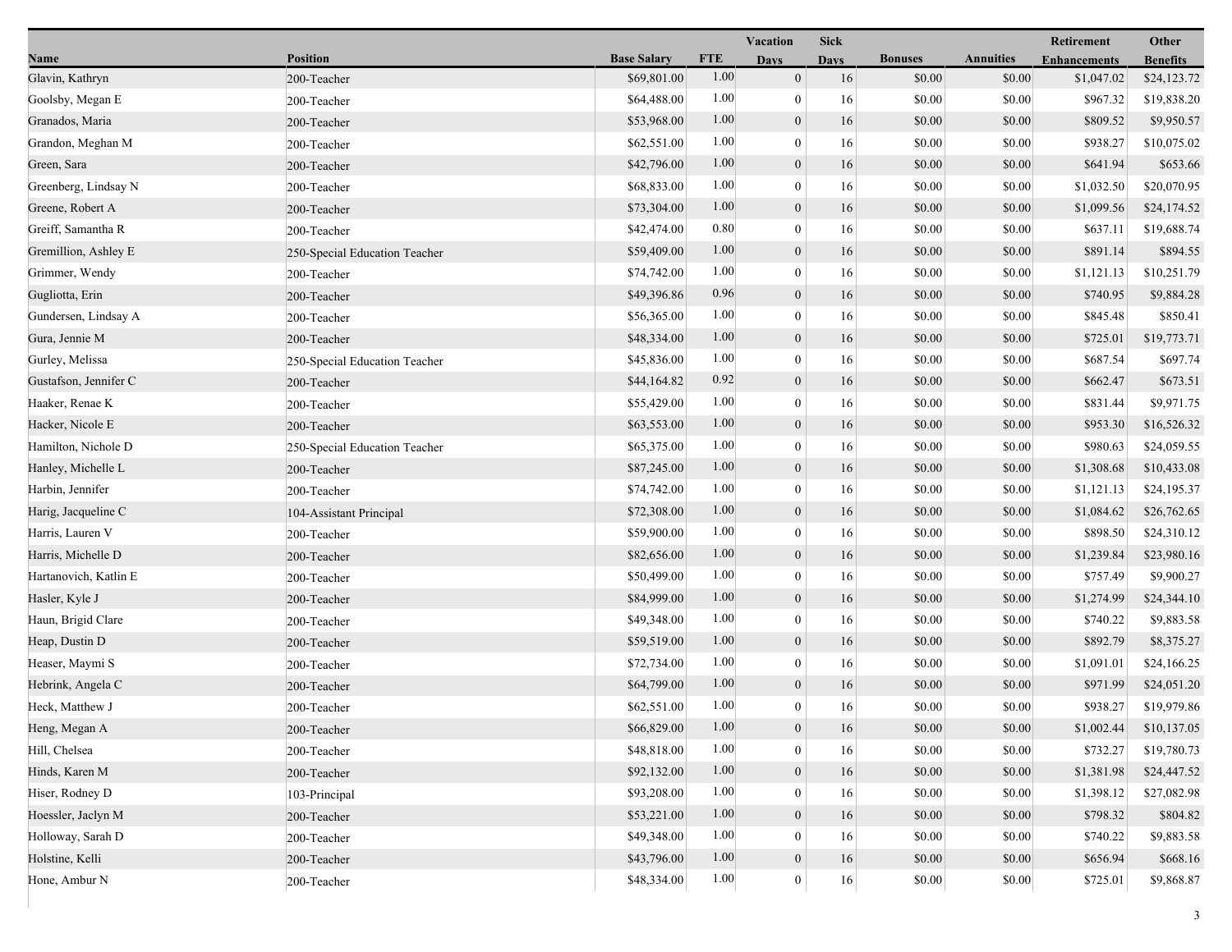| Name | Position | Base Salary | FTE | Vacation Days | Sick Days | Bonuses | Annuities | Retirement Enhancements | Other Benefits |
|---|---|---|---|---|---|---|---|---|---|
| Glavin, Kathryn | 200-Teacher | $69,801.00 | 1.00 | 0 | 16 | $0.00 | $0.00 | $1,047.02 | $24,123.72 |
| Goolsby, Megan E | 200-Teacher | $64,488.00 | 1.00 | 0 | 16 | $0.00 | $0.00 | $967.32 | $19,838.20 |
| Granados, Maria | 200-Teacher | $53,968.00 | 1.00 | 0 | 16 | $0.00 | $0.00 | $809.52 | $9,950.57 |
| Grandon, Meghan M | 200-Teacher | $62,551.00 | 1.00 | 0 | 16 | $0.00 | $0.00 | $938.27 | $10,075.02 |
| Green, Sara | 200-Teacher | $42,796.00 | 1.00 | 0 | 16 | $0.00 | $0.00 | $641.94 | $653.66 |
| Greenberg, Lindsay N | 200-Teacher | $68,833.00 | 1.00 | 0 | 16 | $0.00 | $0.00 | $1,032.50 | $20,070.95 |
| Greene, Robert A | 200-Teacher | $73,304.00 | 1.00 | 0 | 16 | $0.00 | $0.00 | $1,099.56 | $24,174.52 |
| Greiff, Samantha R | 200-Teacher | $42,474.00 | 0.80 | 0 | 16 | $0.00 | $0.00 | $637.11 | $19,688.74 |
| Gremillion, Ashley E | 250-Special Education Teacher | $59,409.00 | 1.00 | 0 | 16 | $0.00 | $0.00 | $891.14 | $894.55 |
| Grimmer, Wendy | 200-Teacher | $74,742.00 | 1.00 | 0 | 16 | $0.00 | $0.00 | $1,121.13 | $10,251.79 |
| Gugliotta, Erin | 200-Teacher | $49,396.86 | 0.96 | 0 | 16 | $0.00 | $0.00 | $740.95 | $9,884.28 |
| Gundersen, Lindsay A | 200-Teacher | $56,365.00 | 1.00 | 0 | 16 | $0.00 | $0.00 | $845.48 | $850.41 |
| Gura, Jennie M | 200-Teacher | $48,334.00 | 1.00 | 0 | 16 | $0.00 | $0.00 | $725.01 | $19,773.71 |
| Gurley, Melissa | 250-Special Education Teacher | $45,836.00 | 1.00 | 0 | 16 | $0.00 | $0.00 | $687.54 | $697.74 |
| Gustafson, Jennifer C | 200-Teacher | $44,164.82 | 0.92 | 0 | 16 | $0.00 | $0.00 | $662.47 | $673.51 |
| Haaker, Renae K | 200-Teacher | $55,429.00 | 1.00 | 0 | 16 | $0.00 | $0.00 | $831.44 | $9,971.75 |
| Hacker, Nicole E | 200-Teacher | $63,553.00 | 1.00 | 0 | 16 | $0.00 | $0.00 | $953.30 | $16,526.32 |
| Hamilton, Nichole D | 250-Special Education Teacher | $65,375.00 | 1.00 | 0 | 16 | $0.00 | $0.00 | $980.63 | $24,059.55 |
| Hanley, Michelle L | 200-Teacher | $87,245.00 | 1.00 | 0 | 16 | $0.00 | $0.00 | $1,308.68 | $10,433.08 |
| Harbin, Jennifer | 200-Teacher | $74,742.00 | 1.00 | 0 | 16 | $0.00 | $0.00 | $1,121.13 | $24,195.37 |
| Harig, Jacqueline C | 104-Assistant Principal | $72,308.00 | 1.00 | 0 | 16 | $0.00 | $0.00 | $1,084.62 | $26,762.65 |
| Harris, Lauren V | 200-Teacher | $59,900.00 | 1.00 | 0 | 16 | $0.00 | $0.00 | $898.50 | $24,310.12 |
| Harris, Michelle D | 200-Teacher | $82,656.00 | 1.00 | 0 | 16 | $0.00 | $0.00 | $1,239.84 | $23,980.16 |
| Hartanovich, Katlin E | 200-Teacher | $50,499.00 | 1.00 | 0 | 16 | $0.00 | $0.00 | $757.49 | $9,900.27 |
| Hasler, Kyle J | 200-Teacher | $84,999.00 | 1.00 | 0 | 16 | $0.00 | $0.00 | $1,274.99 | $24,344.10 |
| Haun, Brigid Clare | 200-Teacher | $49,348.00 | 1.00 | 0 | 16 | $0.00 | $0.00 | $740.22 | $9,883.58 |
| Heap, Dustin D | 200-Teacher | $59,519.00 | 1.00 | 0 | 16 | $0.00 | $0.00 | $892.79 | $8,375.27 |
| Heaser, Maymi S | 200-Teacher | $72,734.00 | 1.00 | 0 | 16 | $0.00 | $0.00 | $1,091.01 | $24,166.25 |
| Hebrink, Angela C | 200-Teacher | $64,799.00 | 1.00 | 0 | 16 | $0.00 | $0.00 | $971.99 | $24,051.20 |
| Heck, Matthew J | 200-Teacher | $62,551.00 | 1.00 | 0 | 16 | $0.00 | $0.00 | $938.27 | $19,979.86 |
| Heng, Megan A | 200-Teacher | $66,829.00 | 1.00 | 0 | 16 | $0.00 | $0.00 | $1,002.44 | $10,137.05 |
| Hill, Chelsea | 200-Teacher | $48,818.00 | 1.00 | 0 | 16 | $0.00 | $0.00 | $732.27 | $19,780.73 |
| Hinds, Karen M | 200-Teacher | $92,132.00 | 1.00 | 0 | 16 | $0.00 | $0.00 | $1,381.98 | $24,447.52 |
| Hiser, Rodney D | 103-Principal | $93,208.00 | 1.00 | 0 | 16 | $0.00 | $0.00 | $1,398.12 | $27,082.98 |
| Hoessler, Jaclyn M | 200-Teacher | $53,221.00 | 1.00 | 0 | 16 | $0.00 | $0.00 | $798.32 | $804.82 |
| Holloway, Sarah D | 200-Teacher | $49,348.00 | 1.00 | 0 | 16 | $0.00 | $0.00 | $740.22 | $9,883.58 |
| Holstine, Kelli | 200-Teacher | $43,796.00 | 1.00 | 0 | 16 | $0.00 | $0.00 | $656.94 | $668.16 |
| Hone, Ambur N | 200-Teacher | $48,334.00 | 1.00 | 0 | 16 | $0.00 | $0.00 | $725.01 | $9,868.87 |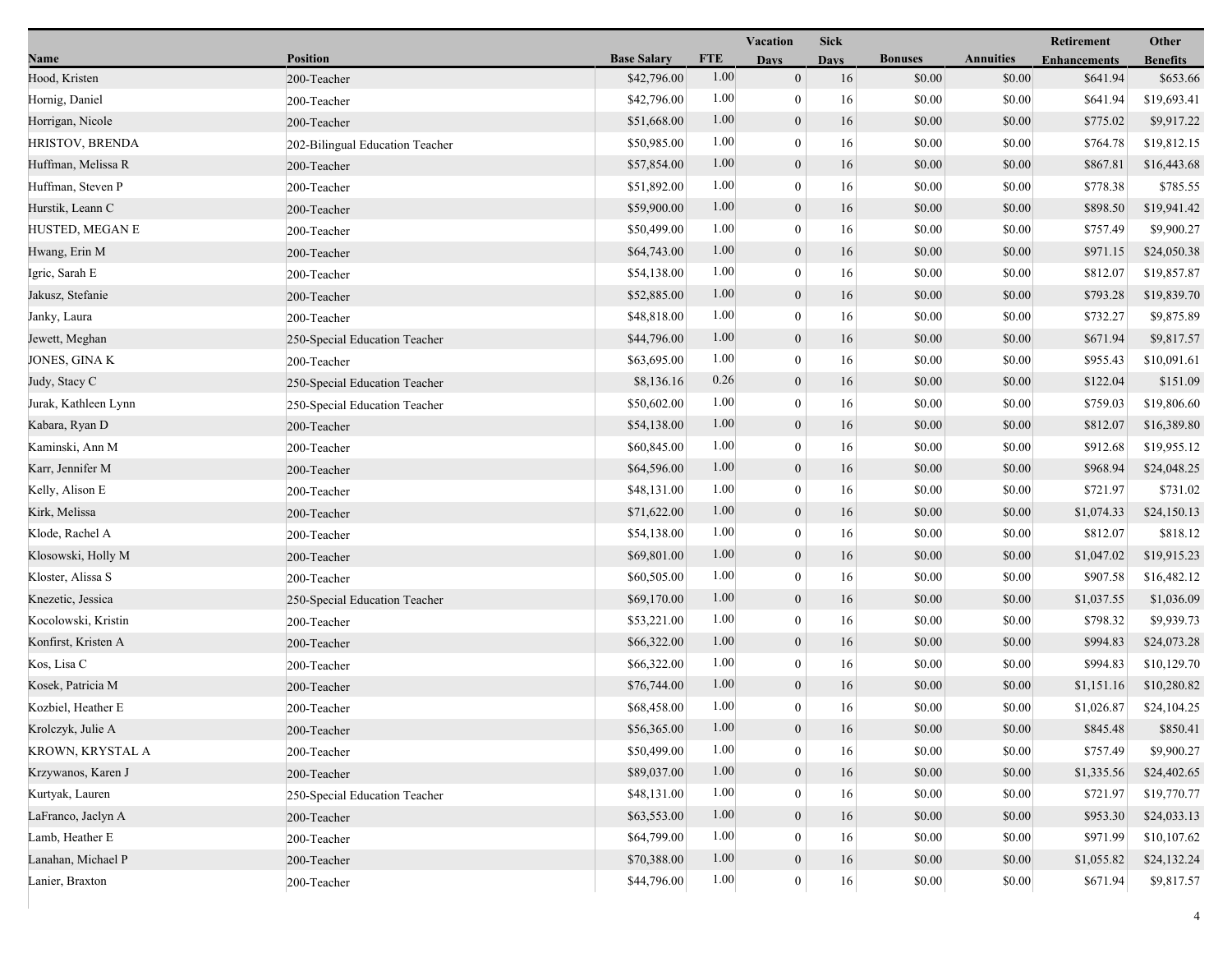| Name | Position | Base Salary | FTE | Vacation Days | Sick Days | Bonuses | Annuities | Retirement Enhancements | Other Benefits |
|---|---|---|---|---|---|---|---|---|---|
| Hood, Kristen | 200-Teacher | $42,796.00 | 1.00 | 0 | 16 | $0.00 | $0.00 | $641.94 | $653.66 |
| Hornig, Daniel | 200-Teacher | $42,796.00 | 1.00 | 0 | 16 | $0.00 | $0.00 | $641.94 | $19,693.41 |
| Horrigan, Nicole | 200-Teacher | $51,668.00 | 1.00 | 0 | 16 | $0.00 | $0.00 | $775.02 | $9,917.22 |
| HRISTOV, BRENDA | 202-Bilingual Education Teacher | $50,985.00 | 1.00 | 0 | 16 | $0.00 | $0.00 | $764.78 | $19,812.15 |
| Huffman, Melissa R | 200-Teacher | $57,854.00 | 1.00 | 0 | 16 | $0.00 | $0.00 | $867.81 | $16,443.68 |
| Huffman, Steven P | 200-Teacher | $51,892.00 | 1.00 | 0 | 16 | $0.00 | $0.00 | $778.38 | $785.55 |
| Hurstik, Leann C | 200-Teacher | $59,900.00 | 1.00 | 0 | 16 | $0.00 | $0.00 | $898.50 | $19,941.42 |
| HUSTED, MEGAN E | 200-Teacher | $50,499.00 | 1.00 | 0 | 16 | $0.00 | $0.00 | $757.49 | $9,900.27 |
| Hwang, Erin M | 200-Teacher | $64,743.00 | 1.00 | 0 | 16 | $0.00 | $0.00 | $971.15 | $24,050.38 |
| Igric, Sarah E | 200-Teacher | $54,138.00 | 1.00 | 0 | 16 | $0.00 | $0.00 | $812.07 | $19,857.87 |
| Jakusz, Stefanie | 200-Teacher | $52,885.00 | 1.00 | 0 | 16 | $0.00 | $0.00 | $793.28 | $19,839.70 |
| Janky, Laura | 200-Teacher | $48,818.00 | 1.00 | 0 | 16 | $0.00 | $0.00 | $732.27 | $9,875.89 |
| Jewett, Meghan | 250-Special Education Teacher | $44,796.00 | 1.00 | 0 | 16 | $0.00 | $0.00 | $671.94 | $9,817.57 |
| JONES, GINA K | 200-Teacher | $63,695.00 | 1.00 | 0 | 16 | $0.00 | $0.00 | $955.43 | $10,091.61 |
| Judy, Stacy C | 250-Special Education Teacher | $8,136.16 | 0.26 | 0 | 16 | $0.00 | $0.00 | $122.04 | $151.09 |
| Jurak, Kathleen Lynn | 250-Special Education Teacher | $50,602.00 | 1.00 | 0 | 16 | $0.00 | $0.00 | $759.03 | $19,806.60 |
| Kabara, Ryan D | 200-Teacher | $54,138.00 | 1.00 | 0 | 16 | $0.00 | $0.00 | $812.07 | $16,389.80 |
| Kaminski, Ann M | 200-Teacher | $60,845.00 | 1.00 | 0 | 16 | $0.00 | $0.00 | $912.68 | $19,955.12 |
| Karr, Jennifer M | 200-Teacher | $64,596.00 | 1.00 | 0 | 16 | $0.00 | $0.00 | $968.94 | $24,048.25 |
| Kelly, Alison E | 200-Teacher | $48,131.00 | 1.00 | 0 | 16 | $0.00 | $0.00 | $721.97 | $731.02 |
| Kirk, Melissa | 200-Teacher | $71,622.00 | 1.00 | 0 | 16 | $0.00 | $0.00 | $1,074.33 | $24,150.13 |
| Klode, Rachel A | 200-Teacher | $54,138.00 | 1.00 | 0 | 16 | $0.00 | $0.00 | $812.07 | $818.12 |
| Klosowski, Holly M | 200-Teacher | $69,801.00 | 1.00 | 0 | 16 | $0.00 | $0.00 | $1,047.02 | $19,915.23 |
| Kloster, Alissa S | 200-Teacher | $60,505.00 | 1.00 | 0 | 16 | $0.00 | $0.00 | $907.58 | $16,482.12 |
| Knezetic, Jessica | 250-Special Education Teacher | $69,170.00 | 1.00 | 0 | 16 | $0.00 | $0.00 | $1,037.55 | $1,036.09 |
| Kocolowski, Kristin | 200-Teacher | $53,221.00 | 1.00 | 0 | 16 | $0.00 | $0.00 | $798.32 | $9,939.73 |
| Konfirst, Kristen A | 200-Teacher | $66,322.00 | 1.00 | 0 | 16 | $0.00 | $0.00 | $994.83 | $24,073.28 |
| Kos, Lisa C | 200-Teacher | $66,322.00 | 1.00 | 0 | 16 | $0.00 | $0.00 | $994.83 | $10,129.70 |
| Kosek, Patricia M | 200-Teacher | $76,744.00 | 1.00 | 0 | 16 | $0.00 | $0.00 | $1,151.16 | $10,280.82 |
| Kozbiel, Heather E | 200-Teacher | $68,458.00 | 1.00 | 0 | 16 | $0.00 | $0.00 | $1,026.87 | $24,104.25 |
| Krolczyk, Julie A | 200-Teacher | $56,365.00 | 1.00 | 0 | 16 | $0.00 | $0.00 | $845.48 | $850.41 |
| KROWN, KRYSTAL A | 200-Teacher | $50,499.00 | 1.00 | 0 | 16 | $0.00 | $0.00 | $757.49 | $9,900.27 |
| Krzywanos, Karen J | 200-Teacher | $89,037.00 | 1.00 | 0 | 16 | $0.00 | $0.00 | $1,335.56 | $24,402.65 |
| Kurtyak, Lauren | 250-Special Education Teacher | $48,131.00 | 1.00 | 0 | 16 | $0.00 | $0.00 | $721.97 | $19,770.77 |
| LaFranco, Jaclyn A | 200-Teacher | $63,553.00 | 1.00 | 0 | 16 | $0.00 | $0.00 | $953.30 | $24,033.13 |
| Lamb, Heather E | 200-Teacher | $64,799.00 | 1.00 | 0 | 16 | $0.00 | $0.00 | $971.99 | $10,107.62 |
| Lanahan, Michael P | 200-Teacher | $70,388.00 | 1.00 | 0 | 16 | $0.00 | $0.00 | $1,055.82 | $24,132.24 |
| Lanier, Braxton | 200-Teacher | $44,796.00 | 1.00 | 0 | 16 | $0.00 | $0.00 | $671.94 | $9,817.57 |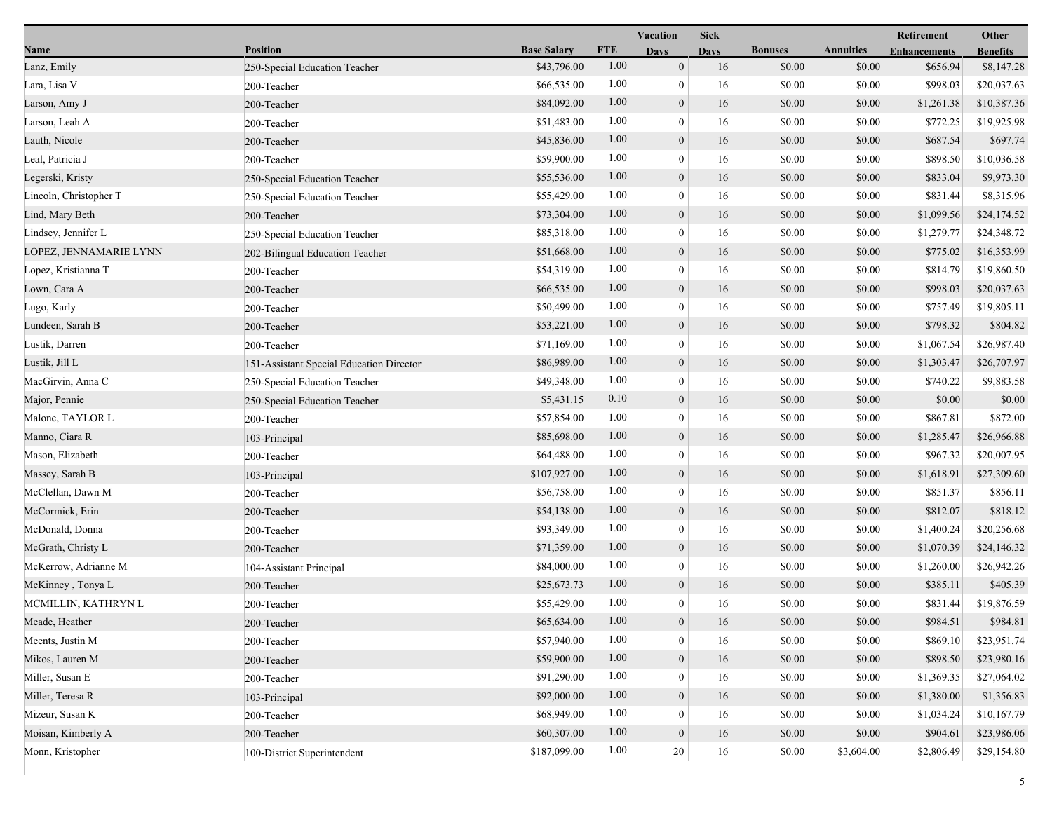| Name | Position | Base Salary | FTE | Vacation Days | Sick Days | Bonuses | Annuities | Retirement Enhancements | Other Benefits |
|---|---|---|---|---|---|---|---|---|---|
| Lanz, Emily | 250-Special Education Teacher | $43,796.00 | 1.00 | 0 | 16 | $0.00 | $0.00 | $656.94 | $8,147.28 |
| Lara, Lisa V | 200-Teacher | $66,535.00 | 1.00 | 0 | 16 | $0.00 | $0.00 | $998.03 | $20,037.63 |
| Larson, Amy J | 200-Teacher | $84,092.00 | 1.00 | 0 | 16 | $0.00 | $0.00 | $1,261.38 | $10,387.36 |
| Larson, Leah A | 200-Teacher | $51,483.00 | 1.00 | 0 | 16 | $0.00 | $0.00 | $772.25 | $19,925.98 |
| Lauth, Nicole | 200-Teacher | $45,836.00 | 1.00 | 0 | 16 | $0.00 | $0.00 | $687.54 | $697.74 |
| Leal, Patricia J | 200-Teacher | $59,900.00 | 1.00 | 0 | 16 | $0.00 | $0.00 | $898.50 | $10,036.58 |
| Legerski, Kristy | 250-Special Education Teacher | $55,536.00 | 1.00 | 0 | 16 | $0.00 | $0.00 | $833.04 | $9,973.30 |
| Lincoln, Christopher T | 250-Special Education Teacher | $55,429.00 | 1.00 | 0 | 16 | $0.00 | $0.00 | $831.44 | $8,315.96 |
| Lind, Mary Beth | 200-Teacher | $73,304.00 | 1.00 | 0 | 16 | $0.00 | $0.00 | $1,099.56 | $24,174.52 |
| Lindsey, Jennifer L | 250-Special Education Teacher | $85,318.00 | 1.00 | 0 | 16 | $0.00 | $0.00 | $1,279.77 | $24,348.72 |
| LOPEZ, JENNAMARIE LYNN | 202-Bilingual Education Teacher | $51,668.00 | 1.00 | 0 | 16 | $0.00 | $0.00 | $775.02 | $16,353.99 |
| Lopez, Kristianna T | 200-Teacher | $54,319.00 | 1.00 | 0 | 16 | $0.00 | $0.00 | $814.79 | $19,860.50 |
| Lown, Cara A | 200-Teacher | $66,535.00 | 1.00 | 0 | 16 | $0.00 | $0.00 | $998.03 | $20,037.63 |
| Lugo, Karly | 200-Teacher | $50,499.00 | 1.00 | 0 | 16 | $0.00 | $0.00 | $757.49 | $19,805.11 |
| Lundeen, Sarah B | 200-Teacher | $53,221.00 | 1.00 | 0 | 16 | $0.00 | $0.00 | $798.32 | $804.82 |
| Lustik, Darren | 200-Teacher | $71,169.00 | 1.00 | 0 | 16 | $0.00 | $0.00 | $1,067.54 | $26,987.40 |
| Lustik, Jill L | 151-Assistant Special Education Director | $86,989.00 | 1.00 | 0 | 16 | $0.00 | $0.00 | $1,303.47 | $26,707.97 |
| MacGirvin, Anna C | 250-Special Education Teacher | $49,348.00 | 1.00 | 0 | 16 | $0.00 | $0.00 | $740.22 | $9,883.58 |
| Major, Pennie | 250-Special Education Teacher | $5,431.15 | 0.10 | 0 | 16 | $0.00 | $0.00 | $0.00 | $0.00 |
| Malone, TAYLOR L | 200-Teacher | $57,854.00 | 1.00 | 0 | 16 | $0.00 | $0.00 | $867.81 | $872.00 |
| Manno, Ciara R | 103-Principal | $85,698.00 | 1.00 | 0 | 16 | $0.00 | $0.00 | $1,285.47 | $26,966.88 |
| Mason, Elizabeth | 200-Teacher | $64,488.00 | 1.00 | 0 | 16 | $0.00 | $0.00 | $967.32 | $20,007.95 |
| Massey, Sarah B | 103-Principal | $107,927.00 | 1.00 | 0 | 16 | $0.00 | $0.00 | $1,618.91 | $27,309.60 |
| McClellan, Dawn M | 200-Teacher | $56,758.00 | 1.00 | 0 | 16 | $0.00 | $0.00 | $851.37 | $856.11 |
| McCormick, Erin | 200-Teacher | $54,138.00 | 1.00 | 0 | 16 | $0.00 | $0.00 | $812.07 | $818.12 |
| McDonald, Donna | 200-Teacher | $93,349.00 | 1.00 | 0 | 16 | $0.00 | $0.00 | $1,400.24 | $20,256.68 |
| McGrath, Christy L | 200-Teacher | $71,359.00 | 1.00 | 0 | 16 | $0.00 | $0.00 | $1,070.39 | $24,146.32 |
| McKerrow, Adrianne M | 104-Assistant Principal | $84,000.00 | 1.00 | 0 | 16 | $0.00 | $0.00 | $1,260.00 | $26,942.26 |
| McKinney , Tonya L | 200-Teacher | $25,673.73 | 1.00 | 0 | 16 | $0.00 | $0.00 | $385.11 | $405.39 |
| MCMILLIN, KATHRYN L | 200-Teacher | $55,429.00 | 1.00 | 0 | 16 | $0.00 | $0.00 | $831.44 | $19,876.59 |
| Meade, Heather | 200-Teacher | $65,634.00 | 1.00 | 0 | 16 | $0.00 | $0.00 | $984.51 | $984.81 |
| Meents, Justin M | 200-Teacher | $57,940.00 | 1.00 | 0 | 16 | $0.00 | $0.00 | $869.10 | $23,951.74 |
| Mikos, Lauren M | 200-Teacher | $59,900.00 | 1.00 | 0 | 16 | $0.00 | $0.00 | $898.50 | $23,980.16 |
| Miller, Susan E | 200-Teacher | $91,290.00 | 1.00 | 0 | 16 | $0.00 | $0.00 | $1,369.35 | $27,064.02 |
| Miller, Teresa R | 103-Principal | $92,000.00 | 1.00 | 0 | 16 | $0.00 | $0.00 | $1,380.00 | $1,356.83 |
| Mizeur, Susan K | 200-Teacher | $68,949.00 | 1.00 | 0 | 16 | $0.00 | $0.00 | $1,034.24 | $10,167.79 |
| Moisan, Kimberly A | 200-Teacher | $60,307.00 | 1.00 | 0 | 16 | $0.00 | $0.00 | $904.61 | $23,986.06 |
| Monn, Kristopher | 100-District Superintendent | $187,099.00 | 1.00 | 20 | 16 | $0.00 | $3,604.00 | $2,806.49 | $29,154.80 |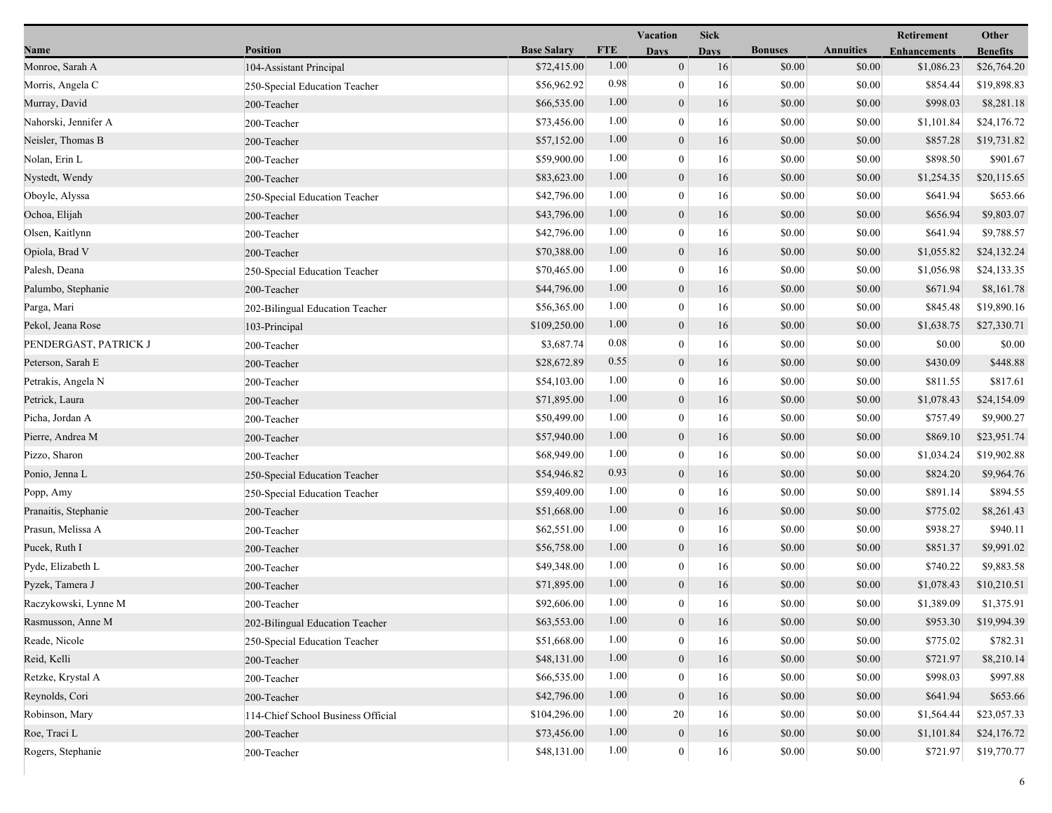| Name | Position | Base Salary | FTE | Vacation Days | Sick Days | Bonuses | Annuities | Retirement Enhancements | Other Benefits |
|---|---|---|---|---|---|---|---|---|---|
| Monroe, Sarah A | 104-Assistant Principal | $72,415.00 | 1.00 | 0 | 16 | $0.00 | $0.00 | $1,086.23 | $26,764.20 |
| Morris, Angela C | 250-Special Education Teacher | $56,962.92 | 0.98 | 0 | 16 | $0.00 | $0.00 | $854.44 | $19,898.83 |
| Murray, David | 200-Teacher | $66,535.00 | 1.00 | 0 | 16 | $0.00 | $0.00 | $998.03 | $8,281.18 |
| Nahorski, Jennifer A | 200-Teacher | $73,456.00 | 1.00 | 0 | 16 | $0.00 | $0.00 | $1,101.84 | $24,176.72 |
| Neisler, Thomas B | 200-Teacher | $57,152.00 | 1.00 | 0 | 16 | $0.00 | $0.00 | $857.28 | $19,731.82 |
| Nolan, Erin L | 200-Teacher | $59,900.00 | 1.00 | 0 | 16 | $0.00 | $0.00 | $898.50 | $901.67 |
| Nystedt, Wendy | 200-Teacher | $83,623.00 | 1.00 | 0 | 16 | $0.00 | $0.00 | $1,254.35 | $20,115.65 |
| Oboyle, Alyssa | 250-Special Education Teacher | $42,796.00 | 1.00 | 0 | 16 | $0.00 | $0.00 | $641.94 | $653.66 |
| Ochoa, Elijah | 200-Teacher | $43,796.00 | 1.00 | 0 | 16 | $0.00 | $0.00 | $656.94 | $9,803.07 |
| Olsen, Kaitlynn | 200-Teacher | $42,796.00 | 1.00 | 0 | 16 | $0.00 | $0.00 | $641.94 | $9,788.57 |
| Opiola, Brad V | 200-Teacher | $70,388.00 | 1.00 | 0 | 16 | $0.00 | $0.00 | $1,055.82 | $24,132.24 |
| Palesh, Deana | 250-Special Education Teacher | $70,465.00 | 1.00 | 0 | 16 | $0.00 | $0.00 | $1,056.98 | $24,133.35 |
| Palumbo, Stephanie | 200-Teacher | $44,796.00 | 1.00 | 0 | 16 | $0.00 | $0.00 | $671.94 | $8,161.78 |
| Parga, Mari | 202-Bilingual Education Teacher | $56,365.00 | 1.00 | 0 | 16 | $0.00 | $0.00 | $845.48 | $19,890.16 |
| Pekol, Jeana Rose | 103-Principal | $109,250.00 | 1.00 | 0 | 16 | $0.00 | $0.00 | $1,638.75 | $27,330.71 |
| PENDERGAST, PATRICK J | 200-Teacher | $3,687.74 | 0.08 | 0 | 16 | $0.00 | $0.00 | $0.00 | $0.00 |
| Peterson, Sarah E | 200-Teacher | $28,672.89 | 0.55 | 0 | 16 | $0.00 | $0.00 | $430.09 | $448.88 |
| Petrakis, Angela N | 200-Teacher | $54,103.00 | 1.00 | 0 | 16 | $0.00 | $0.00 | $811.55 | $817.61 |
| Petrick, Laura | 200-Teacher | $71,895.00 | 1.00 | 0 | 16 | $0.00 | $0.00 | $1,078.43 | $24,154.09 |
| Picha, Jordan A | 200-Teacher | $50,499.00 | 1.00 | 0 | 16 | $0.00 | $0.00 | $757.49 | $9,900.27 |
| Pierre, Andrea M | 200-Teacher | $57,940.00 | 1.00 | 0 | 16 | $0.00 | $0.00 | $869.10 | $23,951.74 |
| Pizzo, Sharon | 200-Teacher | $68,949.00 | 1.00 | 0 | 16 | $0.00 | $0.00 | $1,034.24 | $19,902.88 |
| Ponio, Jenna L | 250-Special Education Teacher | $54,946.82 | 0.93 | 0 | 16 | $0.00 | $0.00 | $824.20 | $9,964.76 |
| Popp, Amy | 250-Special Education Teacher | $59,409.00 | 1.00 | 0 | 16 | $0.00 | $0.00 | $891.14 | $894.55 |
| Pranaitis, Stephanie | 200-Teacher | $51,668.00 | 1.00 | 0 | 16 | $0.00 | $0.00 | $775.02 | $8,261.43 |
| Prasun, Melissa A | 200-Teacher | $62,551.00 | 1.00 | 0 | 16 | $0.00 | $0.00 | $938.27 | $940.11 |
| Pucek, Ruth I | 200-Teacher | $56,758.00 | 1.00 | 0 | 16 | $0.00 | $0.00 | $851.37 | $9,991.02 |
| Pyde, Elizabeth L | 200-Teacher | $49,348.00 | 1.00 | 0 | 16 | $0.00 | $0.00 | $740.22 | $9,883.58 |
| Pyzek, Tamera J | 200-Teacher | $71,895.00 | 1.00 | 0 | 16 | $0.00 | $0.00 | $1,078.43 | $10,210.51 |
| Raczykowski, Lynne M | 200-Teacher | $92,606.00 | 1.00 | 0 | 16 | $0.00 | $0.00 | $1,389.09 | $1,375.91 |
| Rasmusson, Anne M | 202-Bilingual Education Teacher | $63,553.00 | 1.00 | 0 | 16 | $0.00 | $0.00 | $953.30 | $19,994.39 |
| Reade, Nicole | 250-Special Education Teacher | $51,668.00 | 1.00 | 0 | 16 | $0.00 | $0.00 | $775.02 | $782.31 |
| Reid, Kelli | 200-Teacher | $48,131.00 | 1.00 | 0 | 16 | $0.00 | $0.00 | $721.97 | $8,210.14 |
| Retzke, Krystal A | 200-Teacher | $66,535.00 | 1.00 | 0 | 16 | $0.00 | $0.00 | $998.03 | $997.88 |
| Reynolds, Cori | 200-Teacher | $42,796.00 | 1.00 | 0 | 16 | $0.00 | $0.00 | $641.94 | $653.66 |
| Robinson, Mary | 114-Chief School Business Official | $104,296.00 | 1.00 | 20 | 16 | $0.00 | $0.00 | $1,564.44 | $23,057.33 |
| Roe, Traci L | 200-Teacher | $73,456.00 | 1.00 | 0 | 16 | $0.00 | $0.00 | $1,101.84 | $24,176.72 |
| Rogers, Stephanie | 200-Teacher | $48,131.00 | 1.00 | 0 | 16 | $0.00 | $0.00 | $721.97 | $19,770.77 |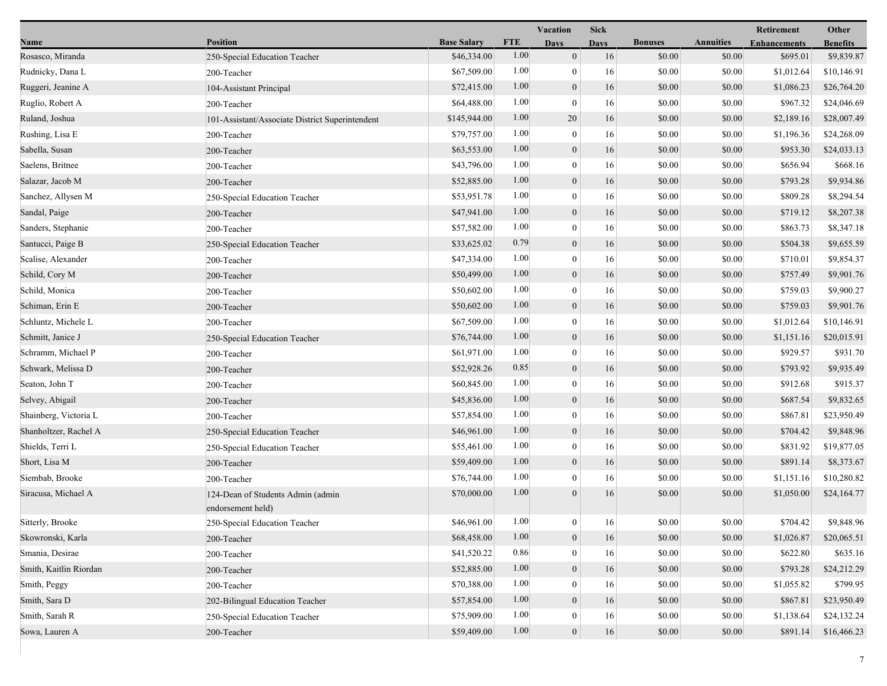| Name | Position | Base Salary | FTE | Vacation Days | Sick Days | Bonuses | Annuities | Retirement Enhancements | Other Benefits |
|---|---|---|---|---|---|---|---|---|---|
| Rosasco, Miranda | 250-Special Education Teacher | $46,334.00 | 1.00 | 0 | 16 | $0.00 | $0.00 | $695.01 | $9,839.87 |
| Rudnicky, Dana L | 200-Teacher | $67,509.00 | 1.00 | 0 | 16 | $0.00 | $0.00 | $1,012.64 | $10,146.91 |
| Ruggeri, Jeanine A | 104-Assistant Principal | $72,415.00 | 1.00 | 0 | 16 | $0.00 | $0.00 | $1,086.23 | $26,764.20 |
| Ruglio, Robert A | 200-Teacher | $64,488.00 | 1.00 | 0 | 16 | $0.00 | $0.00 | $967.32 | $24,046.69 |
| Ruland, Joshua | 101-Assistant/Associate District Superintendent | $145,944.00 | 1.00 | 20 | 16 | $0.00 | $0.00 | $2,189.16 | $28,007.49 |
| Rushing, Lisa E | 200-Teacher | $79,757.00 | 1.00 | 0 | 16 | $0.00 | $0.00 | $1,196.36 | $24,268.09 |
| Sabella, Susan | 200-Teacher | $63,553.00 | 1.00 | 0 | 16 | $0.00 | $0.00 | $953.30 | $24,033.13 |
| Saelens, Britnee | 200-Teacher | $43,796.00 | 1.00 | 0 | 16 | $0.00 | $0.00 | $656.94 | $668.16 |
| Salazar, Jacob M | 200-Teacher | $52,885.00 | 1.00 | 0 | 16 | $0.00 | $0.00 | $793.28 | $9,934.86 |
| Sanchez, Allysen M | 250-Special Education Teacher | $53,951.78 | 1.00 | 0 | 16 | $0.00 | $0.00 | $809.28 | $8,294.54 |
| Sandal, Paige | 200-Teacher | $47,941.00 | 1.00 | 0 | 16 | $0.00 | $0.00 | $719.12 | $8,207.38 |
| Sanders, Stephanie | 200-Teacher | $57,582.00 | 1.00 | 0 | 16 | $0.00 | $0.00 | $863.73 | $8,347.18 |
| Santucci, Paige B | 250-Special Education Teacher | $33,625.02 | 0.79 | 0 | 16 | $0.00 | $0.00 | $504.38 | $9,655.59 |
| Scalise, Alexander | 200-Teacher | $47,334.00 | 1.00 | 0 | 16 | $0.00 | $0.00 | $710.01 | $9,854.37 |
| Schild, Cory M | 200-Teacher | $50,499.00 | 1.00 | 0 | 16 | $0.00 | $0.00 | $757.49 | $9,901.76 |
| Schild, Monica | 200-Teacher | $50,602.00 | 1.00 | 0 | 16 | $0.00 | $0.00 | $759.03 | $9,900.27 |
| Schiman, Erin E | 200-Teacher | $50,602.00 | 1.00 | 0 | 16 | $0.00 | $0.00 | $759.03 | $9,901.76 |
| Schluntz, Michele L | 200-Teacher | $67,509.00 | 1.00 | 0 | 16 | $0.00 | $0.00 | $1,012.64 | $10,146.91 |
| Schmitt, Janice J | 250-Special Education Teacher | $76,744.00 | 1.00 | 0 | 16 | $0.00 | $0.00 | $1,151.16 | $20,015.91 |
| Schramm, Michael P | 200-Teacher | $61,971.00 | 1.00 | 0 | 16 | $0.00 | $0.00 | $929.57 | $931.70 |
| Schwark, Melissa D | 200-Teacher | $52,928.26 | 0.85 | 0 | 16 | $0.00 | $0.00 | $793.92 | $9,935.49 |
| Seaton, John T | 200-Teacher | $60,845.00 | 1.00 | 0 | 16 | $0.00 | $0.00 | $912.68 | $915.37 |
| Selvey, Abigail | 200-Teacher | $45,836.00 | 1.00 | 0 | 16 | $0.00 | $0.00 | $687.54 | $9,832.65 |
| Shainberg, Victoria L | 200-Teacher | $57,854.00 | 1.00 | 0 | 16 | $0.00 | $0.00 | $867.81 | $23,950.49 |
| Shanholtzer, Rachel A | 250-Special Education Teacher | $46,961.00 | 1.00 | 0 | 16 | $0.00 | $0.00 | $704.42 | $9,848.96 |
| Shields, Terri L | 250-Special Education Teacher | $55,461.00 | 1.00 | 0 | 16 | $0.00 | $0.00 | $831.92 | $19,877.05 |
| Short, Lisa M | 200-Teacher | $59,409.00 | 1.00 | 0 | 16 | $0.00 | $0.00 | $891.14 | $8,373.67 |
| Siembab, Brooke | 200-Teacher | $76,744.00 | 1.00 | 0 | 16 | $0.00 | $0.00 | $1,151.16 | $10,280.82 |
| Siracusa, Michael A | 124-Dean of Students Admin (admin endorsement held) | $70,000.00 | 1.00 | 0 | 16 | $0.00 | $0.00 | $1,050.00 | $24,164.77 |
| Sitterly, Brooke | 250-Special Education Teacher | $46,961.00 | 1.00 | 0 | 16 | $0.00 | $0.00 | $704.42 | $9,848.96 |
| Skowronski, Karla | 200-Teacher | $68,458.00 | 1.00 | 0 | 16 | $0.00 | $0.00 | $1,026.87 | $20,065.51 |
| Smania, Desirae | 200-Teacher | $41,520.22 | 0.86 | 0 | 16 | $0.00 | $0.00 | $622.80 | $635.16 |
| Smith, Kaitlin Riordan | 200-Teacher | $52,885.00 | 1.00 | 0 | 16 | $0.00 | $0.00 | $793.28 | $24,212.29 |
| Smith, Peggy | 200-Teacher | $70,388.00 | 1.00 | 0 | 16 | $0.00 | $0.00 | $1,055.82 | $799.95 |
| Smith, Sara D | 202-Bilingual Education Teacher | $57,854.00 | 1.00 | 0 | 16 | $0.00 | $0.00 | $867.81 | $23,950.49 |
| Smith, Sarah R | 250-Special Education Teacher | $75,909.00 | 1.00 | 0 | 16 | $0.00 | $0.00 | $1,138.64 | $24,132.24 |
| Sowa, Lauren A | 200-Teacher | $59,409.00 | 1.00 | 0 | 16 | $0.00 | $0.00 | $891.14 | $16,466.23 |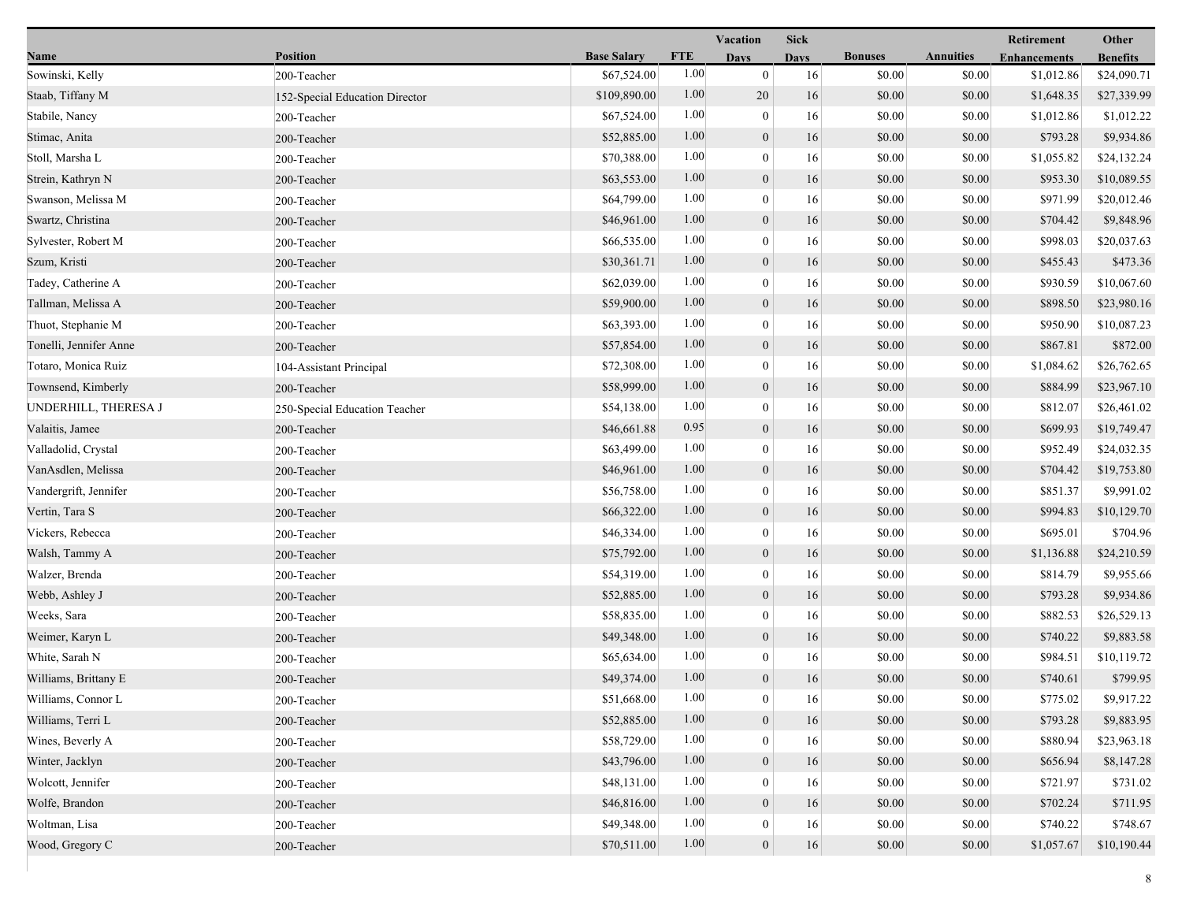| Name | Position | Base Salary | FTE | Vacation Days | Sick Days | Bonuses | Annuities | Retirement Enhancements | Other Benefits |
|---|---|---|---|---|---|---|---|---|---|
| Sowinski, Kelly | 200-Teacher | $67,524.00 | 1.00 | 0 | 16 | $0.00 | $0.00 | $1,012.86 | $24,090.71 |
| Staab, Tiffany M | 152-Special Education Director | $109,890.00 | 1.00 | 20 | 16 | $0.00 | $0.00 | $1,648.35 | $27,339.99 |
| Stabile, Nancy | 200-Teacher | $67,524.00 | 1.00 | 0 | 16 | $0.00 | $0.00 | $1,012.86 | $1,012.22 |
| Stimac, Anita | 200-Teacher | $52,885.00 | 1.00 | 0 | 16 | $0.00 | $0.00 | $793.28 | $9,934.86 |
| Stoll, Marsha L | 200-Teacher | $70,388.00 | 1.00 | 0 | 16 | $0.00 | $0.00 | $1,055.82 | $24,132.24 |
| Strein, Kathryn N | 200-Teacher | $63,553.00 | 1.00 | 0 | 16 | $0.00 | $0.00 | $953.30 | $10,089.55 |
| Swanson, Melissa M | 200-Teacher | $64,799.00 | 1.00 | 0 | 16 | $0.00 | $0.00 | $971.99 | $20,012.46 |
| Swartz, Christina | 200-Teacher | $46,961.00 | 1.00 | 0 | 16 | $0.00 | $0.00 | $704.42 | $9,848.96 |
| Sylvester, Robert M | 200-Teacher | $66,535.00 | 1.00 | 0 | 16 | $0.00 | $0.00 | $998.03 | $20,037.63 |
| Szum, Kristi | 200-Teacher | $30,361.71 | 1.00 | 0 | 16 | $0.00 | $0.00 | $455.43 | $473.36 |
| Tadey, Catherine A | 200-Teacher | $62,039.00 | 1.00 | 0 | 16 | $0.00 | $0.00 | $930.59 | $10,067.60 |
| Tallman, Melissa A | 200-Teacher | $59,900.00 | 1.00 | 0 | 16 | $0.00 | $0.00 | $898.50 | $23,980.16 |
| Thuot, Stephanie M | 200-Teacher | $63,393.00 | 1.00 | 0 | 16 | $0.00 | $0.00 | $950.90 | $10,087.23 |
| Tonelli, Jennifer Anne | 200-Teacher | $57,854.00 | 1.00 | 0 | 16 | $0.00 | $0.00 | $867.81 | $872.00 |
| Totaro, Monica Ruiz | 104-Assistant Principal | $72,308.00 | 1.00 | 0 | 16 | $0.00 | $0.00 | $1,084.62 | $26,762.65 |
| Townsend, Kimberly | 200-Teacher | $58,999.00 | 1.00 | 0 | 16 | $0.00 | $0.00 | $884.99 | $23,967.10 |
| UNDERHILL, THERESA J | 250-Special Education Teacher | $54,138.00 | 1.00 | 0 | 16 | $0.00 | $0.00 | $812.07 | $26,461.02 |
| Valaitis, Jamee | 200-Teacher | $46,661.88 | 0.95 | 0 | 16 | $0.00 | $0.00 | $699.93 | $19,749.47 |
| Valladolid, Crystal | 200-Teacher | $63,499.00 | 1.00 | 0 | 16 | $0.00 | $0.00 | $952.49 | $24,032.35 |
| VanAsdlen, Melissa | 200-Teacher | $46,961.00 | 1.00 | 0 | 16 | $0.00 | $0.00 | $704.42 | $19,753.80 |
| Vandergrift, Jennifer | 200-Teacher | $56,758.00 | 1.00 | 0 | 16 | $0.00 | $0.00 | $851.37 | $9,991.02 |
| Vertin, Tara S | 200-Teacher | $66,322.00 | 1.00 | 0 | 16 | $0.00 | $0.00 | $994.83 | $10,129.70 |
| Vickers, Rebecca | 200-Teacher | $46,334.00 | 1.00 | 0 | 16 | $0.00 | $0.00 | $695.01 | $704.96 |
| Walsh, Tammy A | 200-Teacher | $75,792.00 | 1.00 | 0 | 16 | $0.00 | $0.00 | $1,136.88 | $24,210.59 |
| Walzer, Brenda | 200-Teacher | $54,319.00 | 1.00 | 0 | 16 | $0.00 | $0.00 | $814.79 | $9,955.66 |
| Webb, Ashley J | 200-Teacher | $52,885.00 | 1.00 | 0 | 16 | $0.00 | $0.00 | $793.28 | $9,934.86 |
| Weeks, Sara | 200-Teacher | $58,835.00 | 1.00 | 0 | 16 | $0.00 | $0.00 | $882.53 | $26,529.13 |
| Weimer, Karyn L | 200-Teacher | $49,348.00 | 1.00 | 0 | 16 | $0.00 | $0.00 | $740.22 | $9,883.58 |
| White, Sarah N | 200-Teacher | $65,634.00 | 1.00 | 0 | 16 | $0.00 | $0.00 | $984.51 | $10,119.72 |
| Williams, Brittany E | 200-Teacher | $49,374.00 | 1.00 | 0 | 16 | $0.00 | $0.00 | $740.61 | $799.95 |
| Williams, Connor L | 200-Teacher | $51,668.00 | 1.00 | 0 | 16 | $0.00 | $0.00 | $775.02 | $9,917.22 |
| Williams, Terri L | 200-Teacher | $52,885.00 | 1.00 | 0 | 16 | $0.00 | $0.00 | $793.28 | $9,883.95 |
| Wines, Beverly A | 200-Teacher | $58,729.00 | 1.00 | 0 | 16 | $0.00 | $0.00 | $880.94 | $23,963.18 |
| Winter, Jacklyn | 200-Teacher | $43,796.00 | 1.00 | 0 | 16 | $0.00 | $0.00 | $656.94 | $8,147.28 |
| Wolcott, Jennifer | 200-Teacher | $48,131.00 | 1.00 | 0 | 16 | $0.00 | $0.00 | $721.97 | $731.02 |
| Wolfe, Brandon | 200-Teacher | $46,816.00 | 1.00 | 0 | 16 | $0.00 | $0.00 | $702.24 | $711.95 |
| Woltman, Lisa | 200-Teacher | $49,348.00 | 1.00 | 0 | 16 | $0.00 | $0.00 | $740.22 | $748.67 |
| Wood, Gregory C | 200-Teacher | $70,511.00 | 1.00 | 0 | 16 | $0.00 | $0.00 | $1,057.67 | $10,190.44 |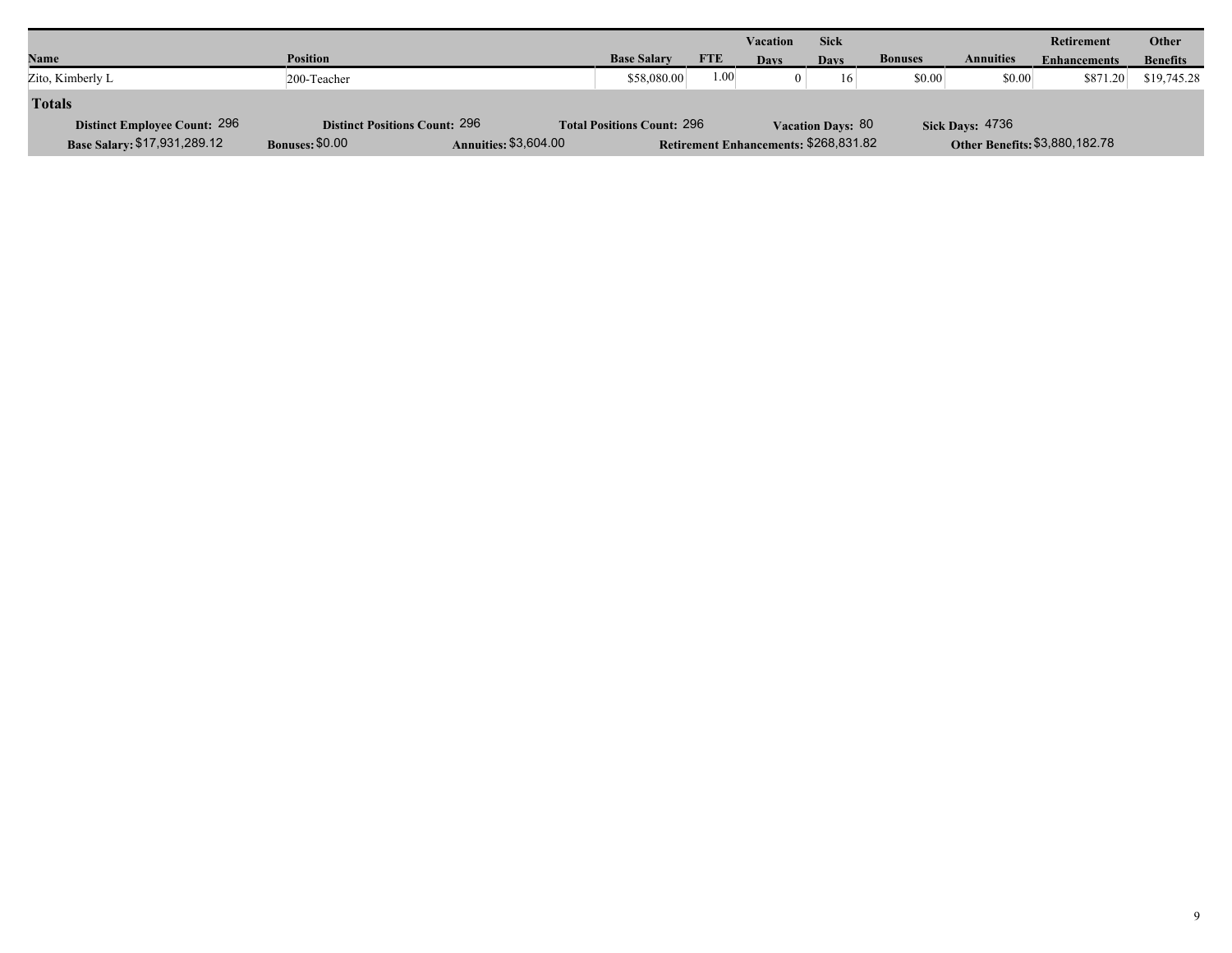| Name | Position | Base Salary | FTE | Vacation Days | Sick Days | Bonuses | Annuities | Retirement Enhancements | Other Benefits |
|---|---|---|---|---|---|---|---|---|---|
| Zito, Kimberly L | 200-Teacher | $58,080.00 | 1.00 | 0 | 16 | $0.00 | $0.00 | $871.20 | $19,745.28 |

## Totals

**Distinct Employee Count:** 296 **Distinct Positions Count:** 296 **Total Positions Count:** 296 **Vacation Days:** 80 **Sick Days:** 4736

**Base Salary:** $17,931,289.12 **Bonuses:** $0.00 **Annuities:** $3,604.00 **Retirement Enhancements:** $268,831.82 **Other Benefits:** $3,880,182.78